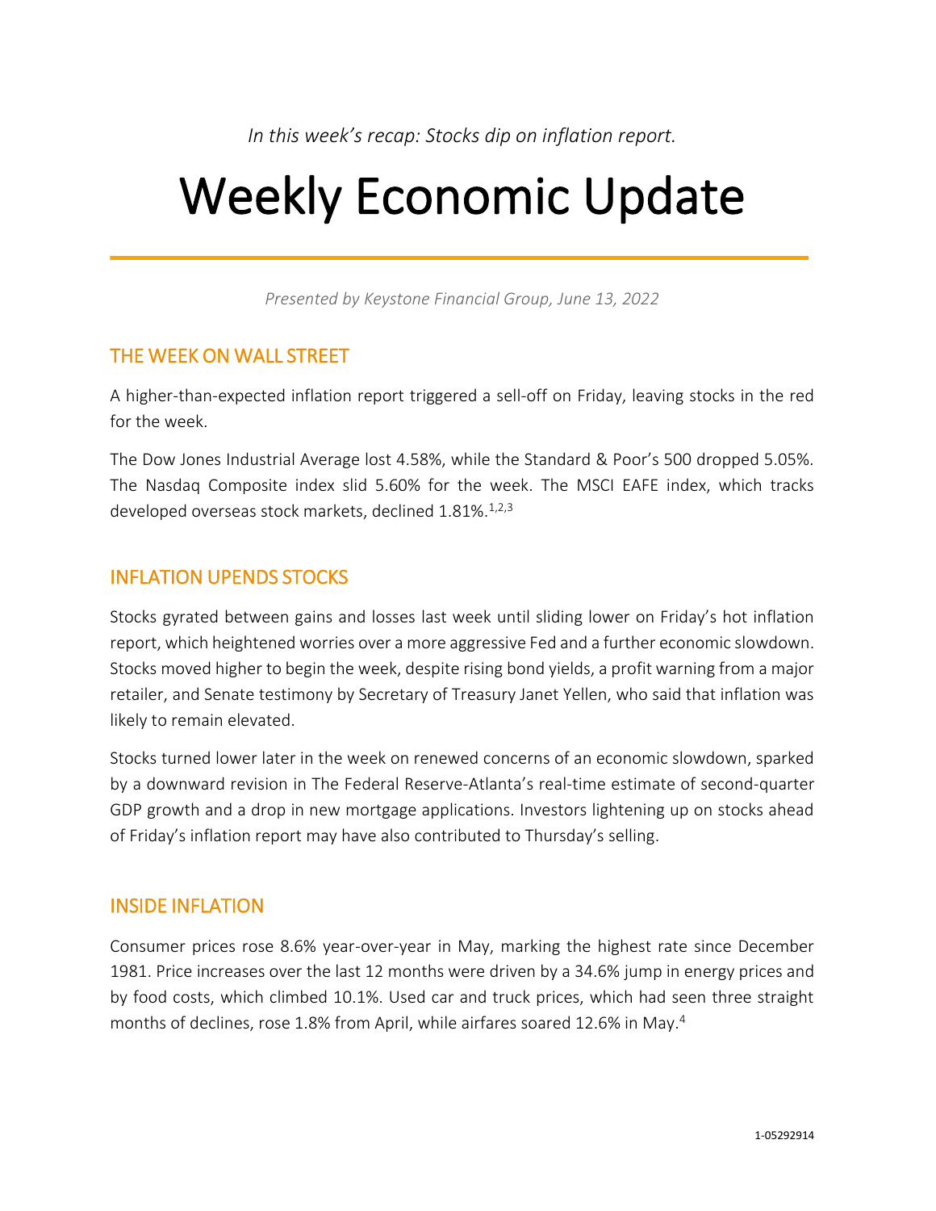*In this week's recap: Stocks dip on inflation report.*

# Weekly Economic Update

*Presented by Keystone Financial Group, June 13, 2022*

## THE WEEK ON WALL STREET

A higher-than-expected inflation report triggered a sell-off on Friday, leaving stocks in the red for the week.

The Dow Jones Industrial Average lost 4.58%, while the Standard & Poor's 500 dropped 5.05%. The Nasdaq Composite index slid 5.60% for the week. The MSCI EAFE index, which tracks developed overseas stock markets, declined 1.81%.[1,2,3]

## INFLATION UPENDS STOCKS

Stocks gyrated between gains and losses last week until sliding lower on Friday's hot inflation report, which heightened worries over a more aggressive Fed and a further economic slowdown. Stocks moved higher to begin the week, despite rising bond yields, a profit warning from a major retailer, and Senate testimony by Secretary of Treasury Janet Yellen, who said that inflation was likely to remain elevated.

Stocks turned lower later in the week on renewed concerns of an economic slowdown, sparked by a downward revision in The Federal Reserve-Atlanta's real-time estimate of second-quarter GDP growth and a drop in new mortgage applications. Investors lightening up on stocks ahead of Friday's inflation report may have also contributed to Thursday's selling.

## INSIDE INFLATION

Consumer prices rose 8.6% year-over-year in May, marking the highest rate since December 1981. Price increases over the last 12 months were driven by a 34.6% jump in energy prices and by food costs, which climbed 10.1%. Used car and truck prices, which had seen three straight months of declines, rose 1.8% from April, while airfares soared 12.6% in May.[4]

1-05292914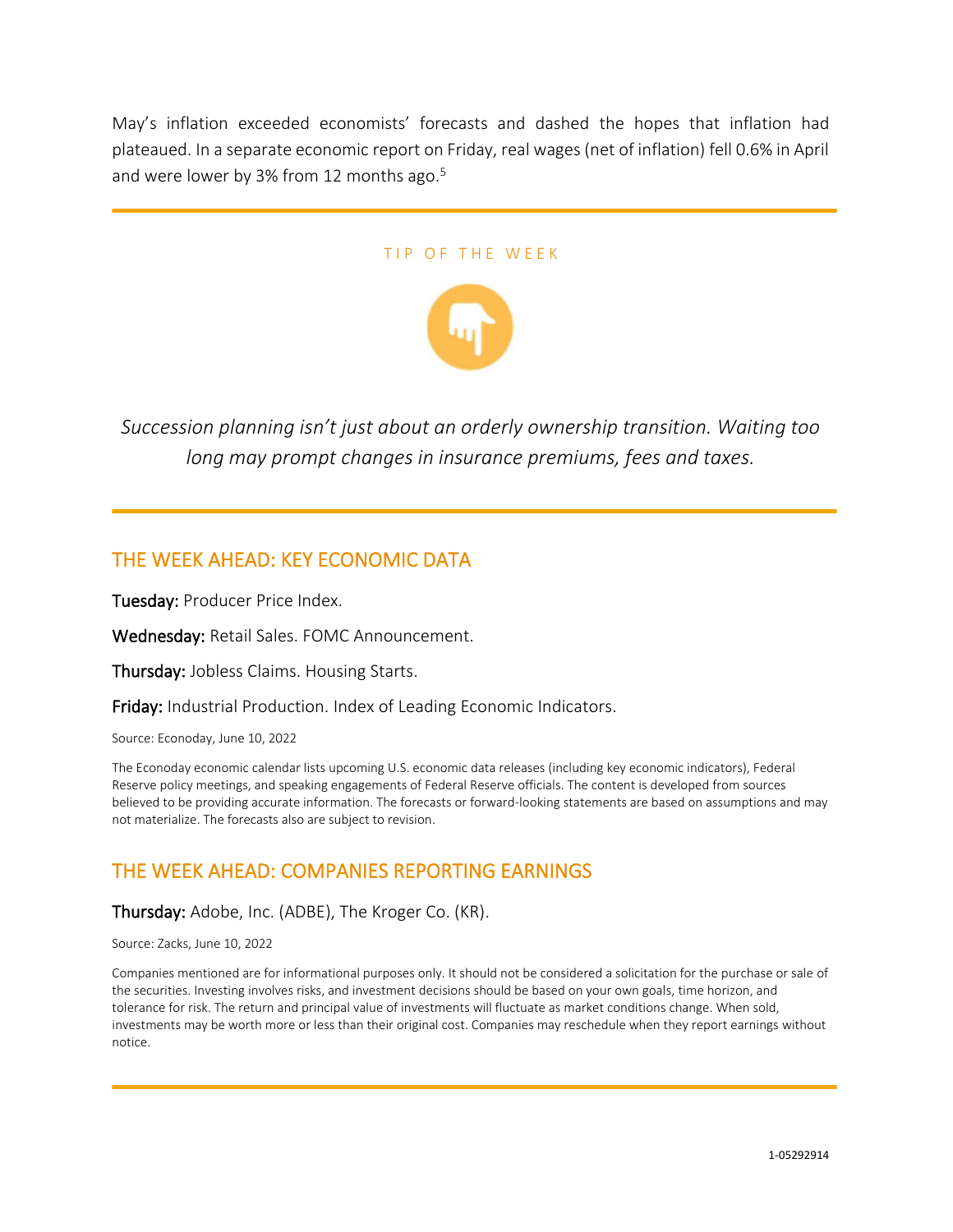May's inflation exceeded economists' forecasts and dashed the hopes that inflation had plateaued. In a separate economic report on Friday, real wages (net of inflation) fell 0.6% in April and were lower by 3% from 12 months ago.[5]

---

TIP OF THE WEEK

*Succession planning isn't just about an orderly ownership transition. Waiting too long may prompt changes in insurance premiums, fees and taxes.*

---

## THE WEEK AHEAD: KEY ECONOMIC DATA

**Tuesday:** Producer Price Index.

**Wednesday:** Retail Sales. FOMC Announcement.

**Thursday:** Jobless Claims. Housing Starts.

**Friday:** Industrial Production. Index of Leading Economic Indicators.

Source: Econoday, June 10, 2022

The Econoday economic calendar lists upcoming U.S. economic data releases (including key economic indicators), Federal Reserve policy meetings, and speaking engagements of Federal Reserve officials. The content is developed from sources believed to be providing accurate information. The forecasts or forward-looking statements are based on assumptions and may not materialize. The forecasts also are subject to revision.

## THE WEEK AHEAD: COMPANIES REPORTING EARNINGS

**Thursday:** Adobe, Inc. (ADBE), The Kroger Co. (KR).

Source: Zacks, June 10, 2022

Companies mentioned are for informational purposes only. It should not be considered a solicitation for the purchase or sale of the securities. Investing involves risks, and investment decisions should be based on your own goals, time horizon, and tolerance for risk. The return and principal value of investments will fluctuate as market conditions change. When sold, investments may be worth more or less than their original cost. Companies may reschedule when they report earnings without notice.

---

1-05292914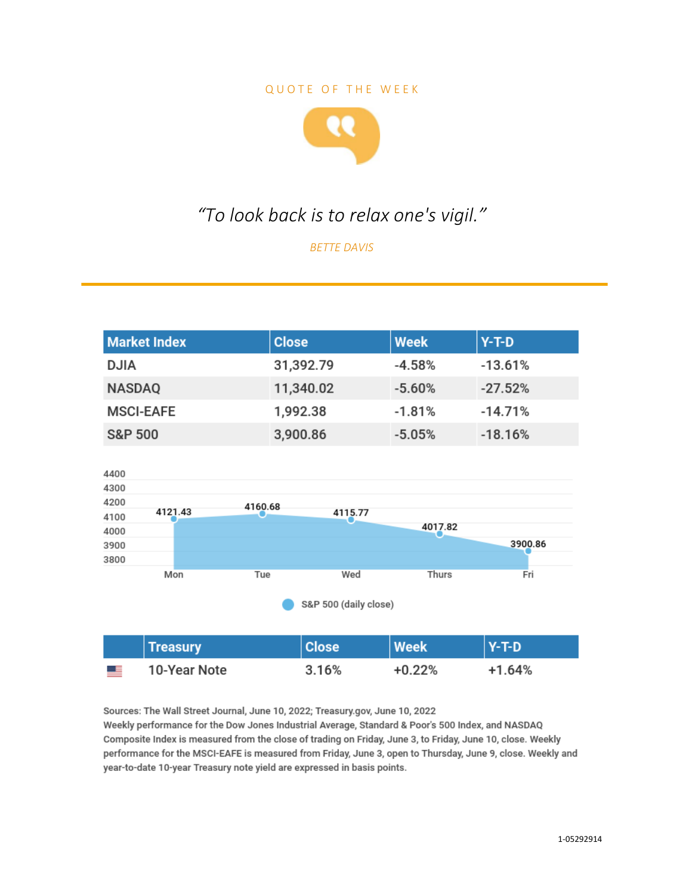QUOTE OF THE WEEK

*"To look back is to relax one's vigil."*

*BETTE DAVIS*

| Market Index | Close | Week | Y-T-D |
|---|---|---|---|
| DJIA | 31,392.79 | -4.58% | -13.61% |
| NASDAQ | 11,340.02 | -5.60% | -27.52% |
| MSCI-EAFE | 1,992.38 | -1.81% | -14.71% |
| S&P 500 | 3,900.86 | -5.05% | -18.16% |

| Day | S&P 500 (daily close) |
|---|---|
| Mon | 4121.43 |
| Tue | 4160.68 |
| Wed | 4115.77 |
| Thurs | 4017.82 |
| Fri | 3900.86 |

| | Treasury | Close | Week | Y-T-D |
|---|---|---|---|---|
| | 10-Year Note | 3.16% | +0.22% | +1.64% |

Sources: The Wall Street Journal, June 10, 2022; Treasury.gov, June 10, 2022
Weekly performance for the Dow Jones Industrial Average, Standard & Poor's 500 Index, and NASDAQ Composite Index is measured from the close of trading on Friday, June 3, to Friday, June 10, close. Weekly performance for the MSCI-EAFE is measured from Friday, June 3, open to Thursday, June 9, close. Weekly and year-to-date 10-year Treasury note yield are expressed in basis points.

1-05292914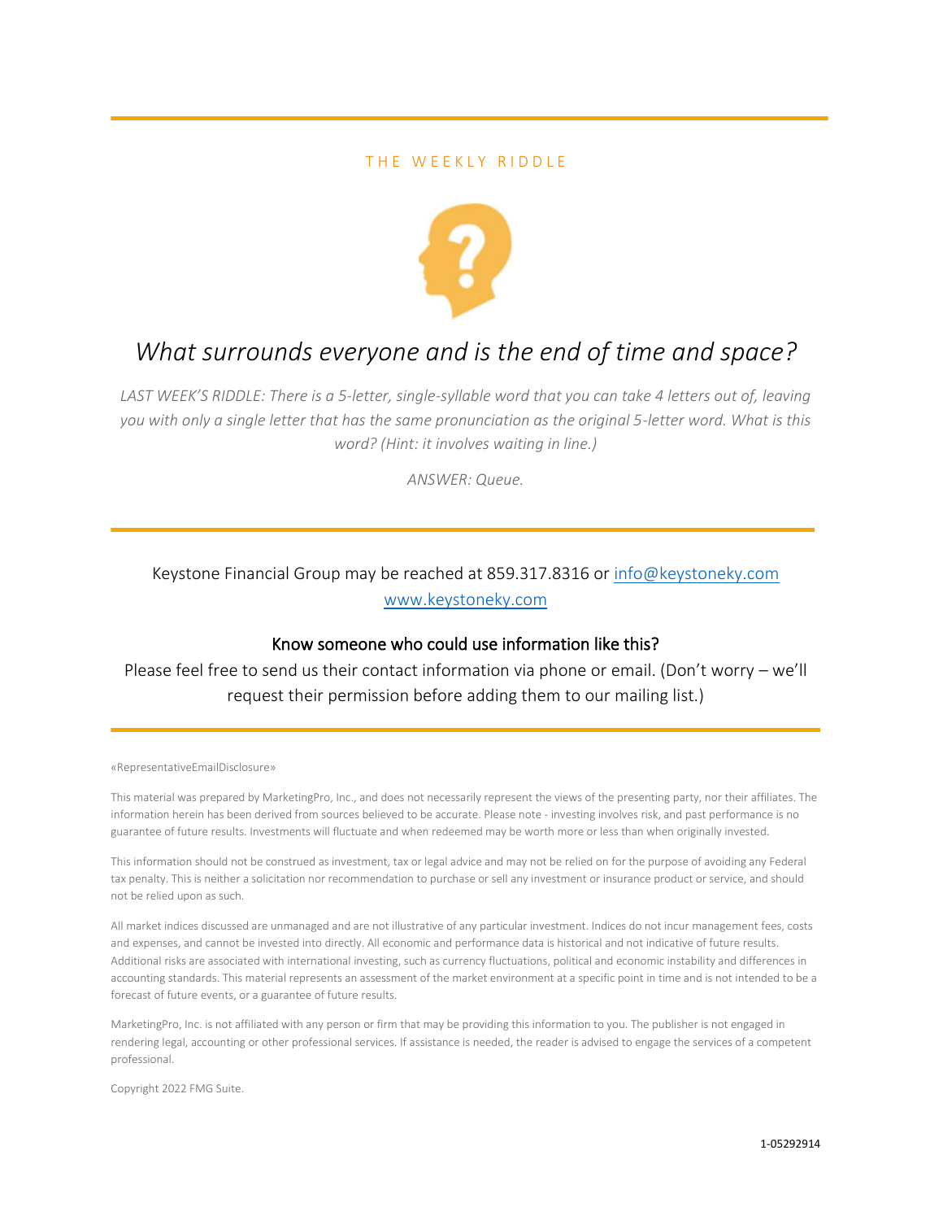## THE WEEKLY RIDDLE

*What surrounds everyone and is the end of time and space?*

*LAST WEEK'S RIDDLE: There is a 5-letter, single-syllable word that you can take 4 letters out of, leaving you with only a single letter that has the same pronunciation as the original 5-letter word. What is this word? (Hint: it involves waiting in line.)*

*ANSWER: Queue.*

---

Keystone Financial Group may be reached at 859.317.8316 or [info@keystoneky.com](mailto:info@keystoneky.com)
[www.keystoneky.com](http://www.keystoneky.com)

**Know someone who could use information like this?**

Please feel free to send us their contact information via phone or email. (Don't worry – we'll request their permission before adding them to our mailing list.)

---

«RepresentativeEmailDisclosure»

This material was prepared by MarketingPro, Inc., and does not necessarily represent the views of the presenting party, nor their affiliates. The information herein has been derived from sources believed to be accurate. Please note - investing involves risk, and past performance is no guarantee of future results. Investments will fluctuate and when redeemed may be worth more or less than when originally invested.

This information should not be construed as investment, tax or legal advice and may not be relied on for the purpose of avoiding any Federal tax penalty. This is neither a solicitation nor recommendation to purchase or sell any investment or insurance product or service, and should not be relied upon as such.

All market indices discussed are unmanaged and are not illustrative of any particular investment. Indices do not incur management fees, costs and expenses, and cannot be invested into directly. All economic and performance data is historical and not indicative of future results. Additional risks are associated with international investing, such as currency fluctuations, political and economic instability and differences in accounting standards. This material represents an assessment of the market environment at a specific point in time and is not intended to be a forecast of future events, or a guarantee of future results.

MarketingPro, Inc. is not affiliated with any person or firm that may be providing this information to you. The publisher is not engaged in rendering legal, accounting or other professional services. If assistance is needed, the reader is advised to engage the services of a competent professional.

Copyright 2022 FMG Suite.

1-05292914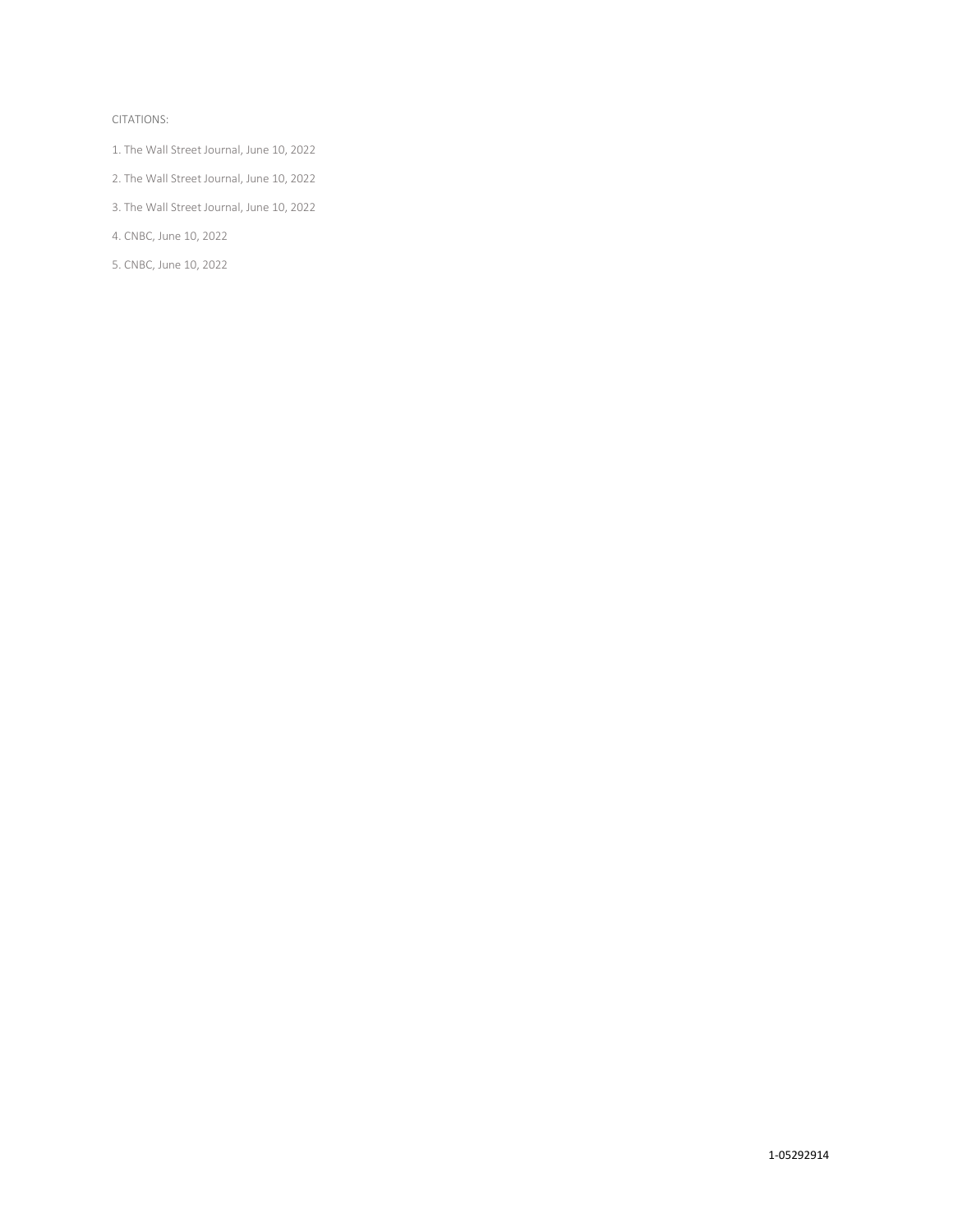CITATIONS:

1. The Wall Street Journal, June 10, 2022
2. The Wall Street Journal, June 10, 2022
3. The Wall Street Journal, June 10, 2022
4. CNBC, June 10, 2022
5. CNBC, June 10, 2022

1-05292914